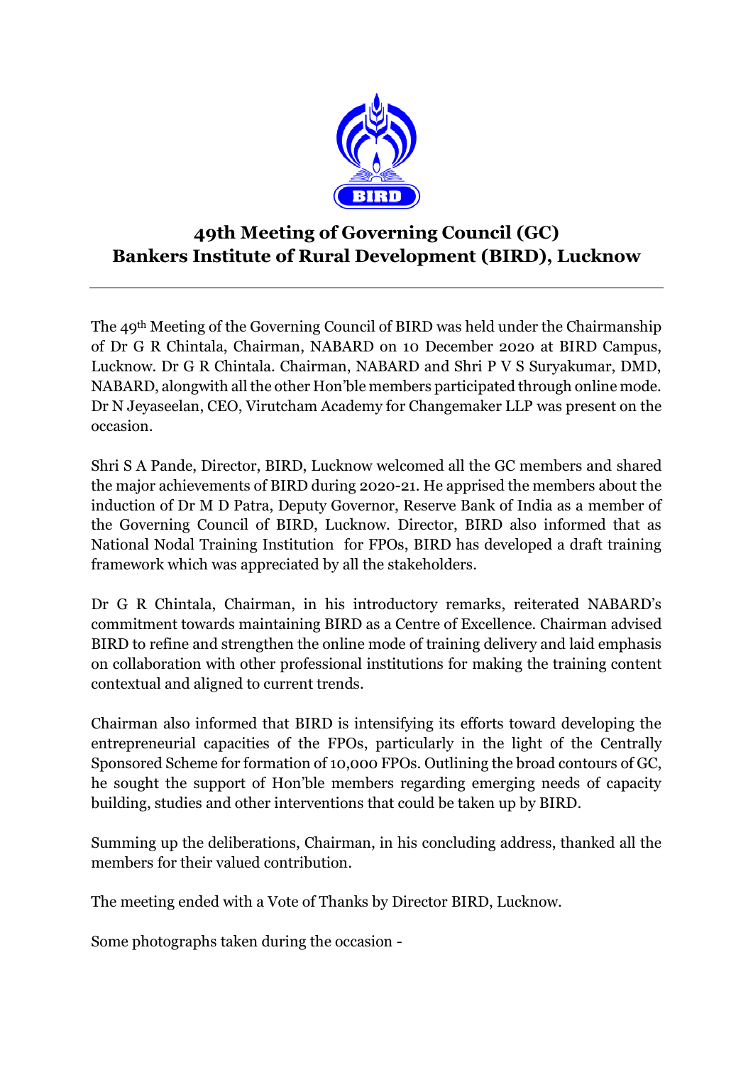# 49th Meeting of Governing Council (GC)
# Bankers Institute of Rural Development (BIRD), Lucknow

---

The 49th Meeting of the Governing Council of BIRD was held under the Chairmanship of Dr G R Chintala, Chairman, NABARD on 10 December 2020 at BIRD Campus, Lucknow. Dr G R Chintala. Chairman, NABARD and Shri P V S Suryakumar, DMD, NABARD, alongwith all the other Hon'ble members participated through online mode. Dr N Jeyaseelan, CEO, Virutcham Academy for Changemaker LLP was present on the occasion.

Shri S A Pande, Director, BIRD, Lucknow welcomed all the GC members and shared the major achievements of BIRD during 2020-21. He apprised the members about the induction of Dr M D Patra, Deputy Governor, Reserve Bank of India as a member of the Governing Council of BIRD, Lucknow. Director, BIRD also informed that as National Nodal Training Institution for FPOs, BIRD has developed a draft training framework which was appreciated by all the stakeholders.

Dr G R Chintala, Chairman, in his introductory remarks, reiterated NABARD's commitment towards maintaining BIRD as a Centre of Excellence. Chairman advised BIRD to refine and strengthen the online mode of training delivery and laid emphasis on collaboration with other professional institutions for making the training content contextual and aligned to current trends.

Chairman also informed that BIRD is intensifying its efforts toward developing the entrepreneurial capacities of the FPOs, particularly in the light of the Centrally Sponsored Scheme for formation of 10,000 FPOs. Outlining the broad contours of GC, he sought the support of Hon'ble members regarding emerging needs of capacity building, studies and other interventions that could be taken up by BIRD.

Summing up the deliberations, Chairman, in his concluding address, thanked all the members for their valued contribution.

The meeting ended with a Vote of Thanks by Director BIRD, Lucknow.

Some photographs taken during the occasion -